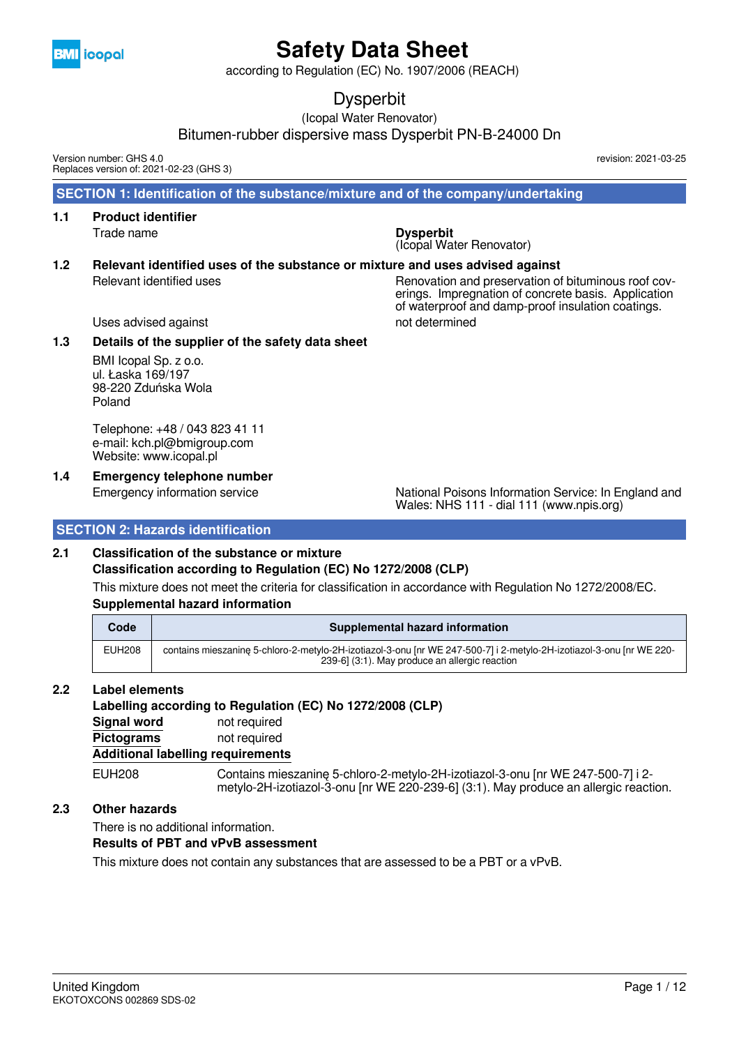# Safety Data Sheet

according to Regulation (EC) No. 1907/2006 (REACH)

## Dysperbit

(Icopal Water Renovator)

Bitumen-rubber dispersive mass Dysperbit PN-B-24000 Dn

Version number: GHS 4.0
Replaces version of: 2021-02-23 (GHS 3)

revision: 2021-03-25

## SECTION 1: Identification of the substance/mixture and of the company/undertaking

### 1.1 Product identifier

Trade name: **Dysperbit** (Icopal Water Renovator)

### 1.2 Relevant identified uses of the substance or mixture and uses advised against

Relevant identified uses: Renovation and preservation of bituminous roof coverings. Impregnation of concrete basis. Application of waterproof and damp-proof insulation coatings.

Uses advised against: not determined

### 1.3 Details of the supplier of the safety data sheet

BMI Icopal Sp. z o.o.
ul. Łaska 169/197
98-220 Zduńska Wola
Poland

Telephone: +48 / 043 823 41 11
e-mail: kch.pl@bmigroup.com
Website: www.icopal.pl

### 1.4 Emergency telephone number

Emergency information service: National Poisons Information Service: In England and Wales: NHS 111 - dial 111 (www.npis.org)

## SECTION 2: Hazards identification

### 2.1 Classification of the substance or mixture

**Classification according to Regulation (EC) No 1272/2008 (CLP)**

This mixture does not meet the criteria for classification in accordance with Regulation No 1272/2008/EC.

**Supplemental hazard information**

| Code | Supplemental hazard information |
|---|---|
| EUH208 | contains mieszaninę 5-chloro-2-metylo-2H-izotiazol-3-onu [nr WE 247-500-7] i 2-metylo-2H-izotiazol-3-onu [nr WE 220-239-6] (3:1). May produce an allergic reaction |

### 2.2 Label elements

**Labelling according to Regulation (EC) No 1272/2008 (CLP)**

**Signal word**: not required

**Pictograms**: not required

**Additional labelling requirements**

EUH208: Contains mieszaninę 5-chloro-2-metylo-2H-izotiazol-3-onu [nr WE 247-500-7] i 2-metylo-2H-izotiazol-3-onu [nr WE 220-239-6] (3:1). May produce an allergic reaction.

### 2.3 Other hazards

There is no additional information.

**Results of PBT and vPvB assessment**

This mixture does not contain any substances that are assessed to be a PBT or a vPvB.

United Kingdom
EKOTOXCONS 002869 SDS-02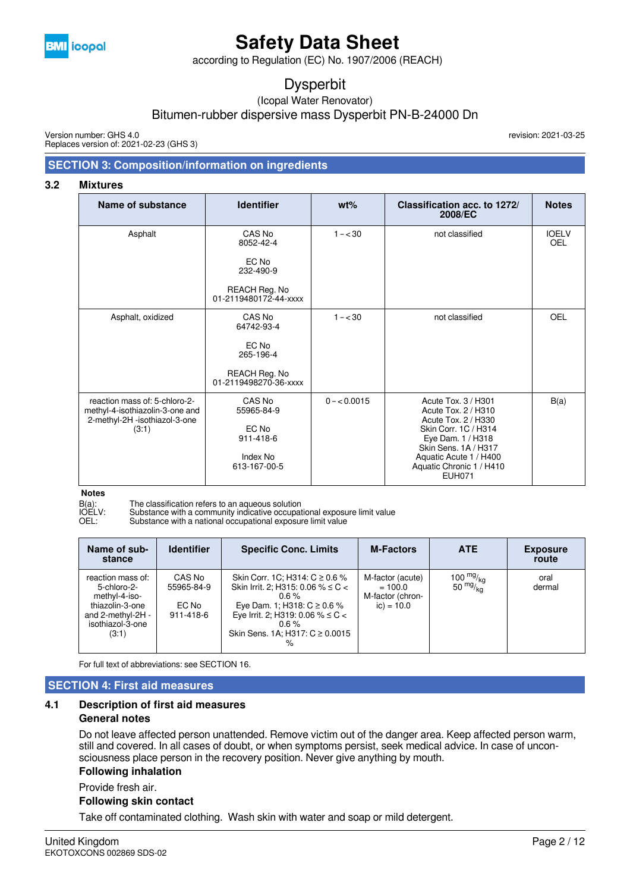## SECTION 3: Composition/information on ingredients

### 3.2 Mixtures

| Name of substance | Identifier | wt% | Classification acc. to 1272/ 2008/EC | Notes |
|---|---|---|---|---|
| Asphalt | CAS No 8052-42-4<br><br>EC No 232-490-9<br><br>REACH Reg. No 01-2119480172-44-xxxx | 1 – < 30 | not classified | IOELV OEL |
| Asphalt, oxidized | CAS No 64742-93-4<br><br>EC No 265-196-4<br><br>REACH Reg. No 01-2119498270-36-xxxx | 1 – < 30 | not classified | OEL |
| reaction mass of: 5-chloro-2-methyl-4-isothiazolin-3-one and 2-methyl-2H -isothiazol-3-one (3:1) | CAS No 55965-84-9<br><br>EC No 911-418-6<br><br>Index No 613-167-00-5 | 0 – < 0.0015 | Acute Tox. 3 / H301<br>Acute Tox. 2 / H310<br>Acute Tox. 2 / H330<br>Skin Corr. 1C / H314<br>Eye Dam. 1 / H318<br>Skin Sens. 1A / H317<br>Aquatic Acute 1 / H400<br>Aquatic Chronic 1 / H410<br>EUH071 | B(a) |

**Notes**

B(a): The classification refers to an aqueous solution
IOELV: Substance with a community indicative occupational exposure limit value
OEL: Substance with a national occupational exposure limit value

| Name of substance | Identifier | Specific Conc. Limits | M-Factors | ATE | Exposure route |
|---|---|---|---|---|---|
| reaction mass of: 5-chloro-2-methyl-4-isothiazolin-3-one and 2-methyl-2H -isothiazol-3-one (3:1) | CAS No 55965-84-9<br><br>EC No 911-418-6 | Skin Corr. 1C; H314: C ≥ 0.6 %<br>Skin Irrit. 2; H315: 0.06 % ≤ C < 0.6 %<br>Eye Dam. 1; H318: C ≥ 0.6 %<br>Eye Irrit. 2; H319: 0.06 % ≤ C < 0.6 %<br>Skin Sens. 1A; H317: C ≥ 0.0015 % | M-factor (acute) = 100.0<br>M-factor (chronic) = 10.0 | 100 $^{mg}/_{kg}$<br>50 $^{mg}/_{kg}$ | oral<br>dermal |

For full text of abbreviations: see SECTION 16.

## SECTION 4: First aid measures

### 4.1 Description of first aid measures

**General notes**

Do not leave affected person unattended. Remove victim out of the danger area. Keep affected person warm, still and covered. In all cases of doubt, or when symptoms persist, seek medical advice. In case of unconsciousness place person in the recovery position. Never give anything by mouth.

**Following inhalation**

Provide fresh air.

**Following skin contact**

Take off contaminated clothing. Wash skin with water and soap or mild detergent.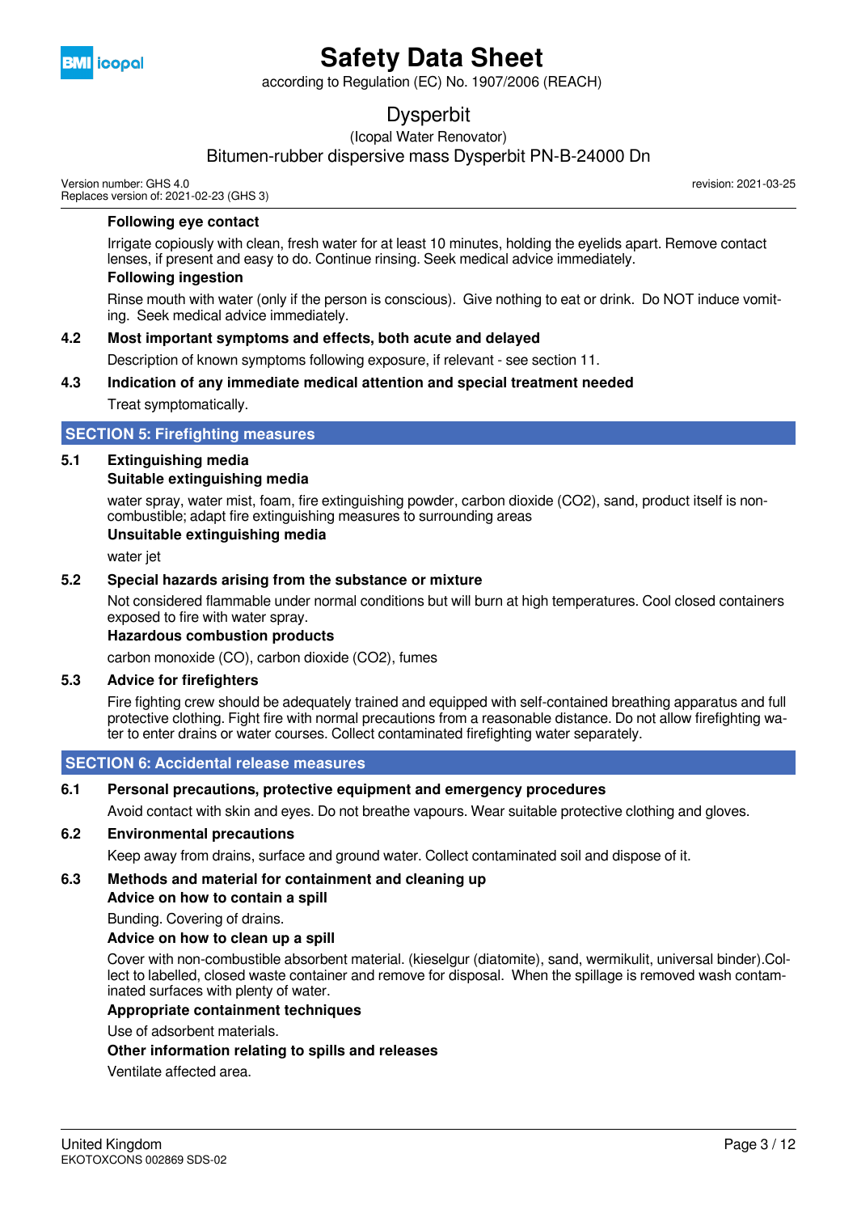### Following eye contact

Irrigate copiously with clean, fresh water for at least 10 minutes, holding the eyelids apart. Remove contact lenses, if present and easy to do. Continue rinsing. Seek medical advice immediately.

### Following ingestion

Rinse mouth with water (only if the person is conscious). Give nothing to eat or drink. Do NOT induce vomiting. Seek medical advice immediately.

### 4.2 Most important symptoms and effects, both acute and delayed

Description of known symptoms following exposure, if relevant - see section 11.

### 4.3 Indication of any immediate medical attention and special treatment needed

Treat symptomatically.

## SECTION 5: Firefighting measures

### 5.1 Extinguishing media

**Suitable extinguishing media**

water spray, water mist, foam, fire extinguishing powder, carbon dioxide ($CO_2$), sand, product itself is non-combustible; adapt fire extinguishing measures to surrounding areas

**Unsuitable extinguishing media**

water jet

### 5.2 Special hazards arising from the substance or mixture

Not considered flammable under normal conditions but will burn at high temperatures. Cool closed containers exposed to fire with water spray.

**Hazardous combustion products**

carbon monoxide (CO), carbon dioxide ($CO_2$), fumes

### 5.3 Advice for firefighters

Fire fighting crew should be adequately trained and equipped with self-contained breathing apparatus and full protective clothing. Fight fire with normal precautions from a reasonable distance. Do not allow firefighting water to enter drains or water courses. Collect contaminated firefighting water separately.

## SECTION 6: Accidental release measures

### 6.1 Personal precautions, protective equipment and emergency procedures

Avoid contact with skin and eyes. Do not breathe vapours. Wear suitable protective clothing and gloves.

### 6.2 Environmental precautions

Keep away from drains, surface and ground water. Collect contaminated soil and dispose of it.

### 6.3 Methods and material for containment and cleaning up

**Advice on how to contain a spill**

Bunding. Covering of drains.

**Advice on how to clean up a spill**

Cover with non-combustible absorbent material. (kieselgur (diatomite), sand, wermikulit, universal binder).Collect to labelled, closed waste container and remove for disposal. When the spillage is removed wash contaminated surfaces with plenty of water.

**Appropriate containment techniques**

Use of adsorbent materials.

**Other information relating to spills and releases**

Ventilate affected area.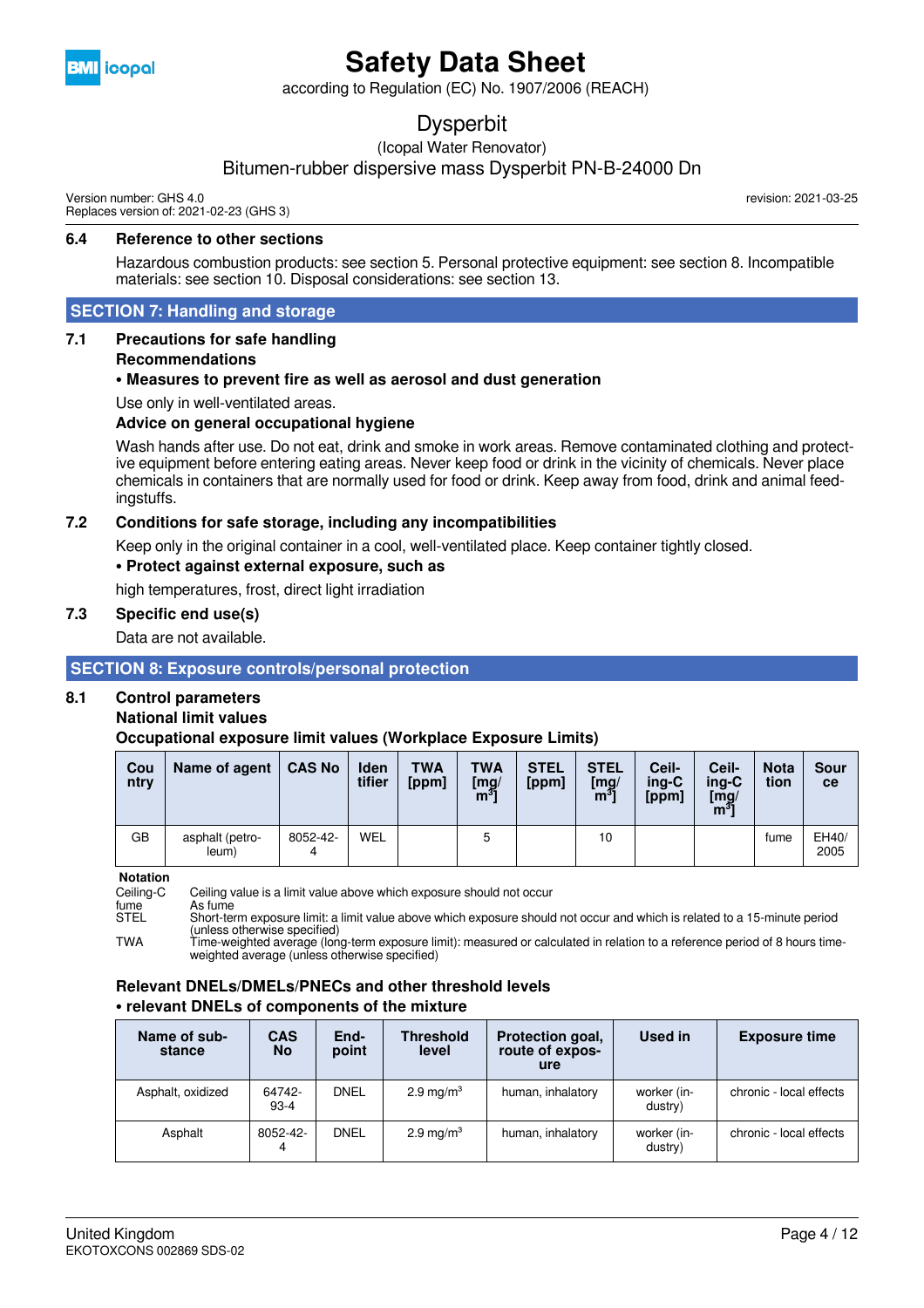### 6.4 Reference to other sections

Hazardous combustion products: see section 5. Personal protective equipment: see section 8. Incompatible materials: see section 10. Disposal considerations: see section 13.

## SECTION 7: Handling and storage

### 7.1 Precautions for safe handling

**Recommendations**

**• Measures to prevent fire as well as aerosol and dust generation**

Use only in well-ventilated areas.

**Advice on general occupational hygiene**

Wash hands after use. Do not eat, drink and smoke in work areas. Remove contaminated clothing and protective equipment before entering eating areas. Never keep food or drink in the vicinity of chemicals. Never place chemicals in containers that are normally used for food or drink. Keep away from food, drink and animal feedingstuffs.

### 7.2 Conditions for safe storage, including any incompatibilities

Keep only in the original container in a cool, well-ventilated place. Keep container tightly closed.

**• Protect against external exposure, such as**

high temperatures, frost, direct light irradiation

### 7.3 Specific end use(s)

Data are not available.

## SECTION 8: Exposure controls/personal protection

### 8.1 Control parameters

**National limit values**

**Occupational exposure limit values (Workplace Exposure Limits)**

| Country | Name of agent | CAS No | Identifier | TWA [ppm] | TWA [mg/m³] | STEL [ppm] | STEL [mg/m³] | Ceiling-C [ppm] | Ceiling-C [mg/m³] | Notation | Source |
|---|---|---|---|---|---|---|---|---|---|---|---|
| GB | asphalt (petroleum) | 8052-42-4 | WEL | | 5 | | 10 | | | fume | EH40/2005 |

**Notation**

Ceiling-C Ceiling value is a limit value above which exposure should not occur
fume As fume
STEL Short-term exposure limit: a limit value above which exposure should not occur and which is related to a 15-minute period (unless otherwise specified)
TWA Time-weighted average (long-term exposure limit): measured or calculated in relation to a reference period of 8 hours time-weighted average (unless otherwise specified)

**Relevant DNELs/DMELs/PNECs and other threshold levels**

**• relevant DNELs of components of the mixture**

| Name of substance | CAS No | Endpoint | Threshold level | Protection goal, route of exposure | Used in | Exposure time |
|---|---|---|---|---|---|---|
| Asphalt, oxidized | 64742-93-4 | DNEL | 2.9 mg/m³ | human, inhalatory | worker (industry) | chronic - local effects |
| Asphalt | 8052-42-4 | DNEL | 2.9 mg/m³ | human, inhalatory | worker (industry) | chronic - local effects |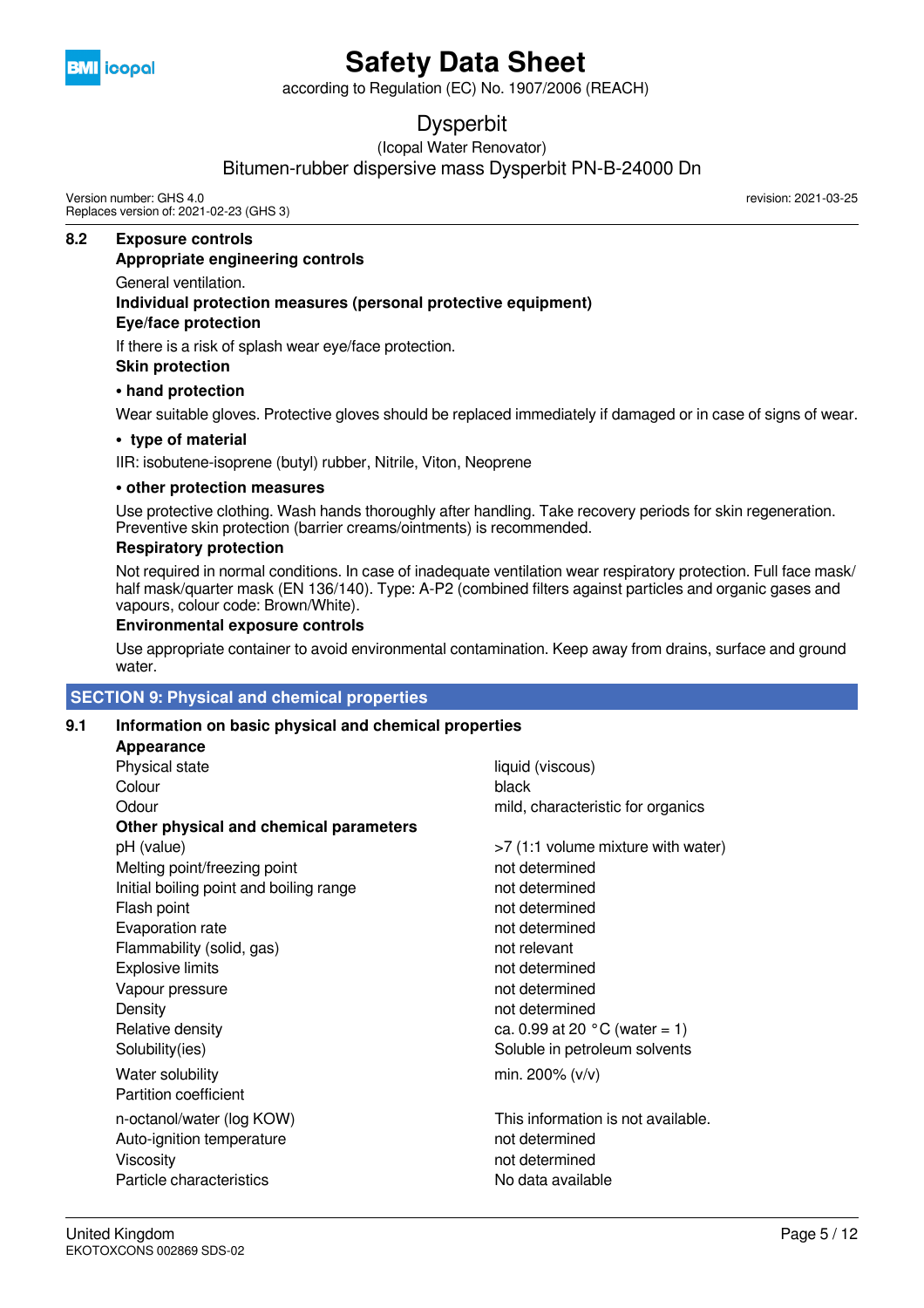### 8.2 Exposure controls

**Appropriate engineering controls**

General ventilation.

**Individual protection measures (personal protective equipment)**

**Eye/face protection**

If there is a risk of splash wear eye/face protection.

**Skin protection**

**• hand protection**

Wear suitable gloves. Protective gloves should be replaced immediately if damaged or in case of signs of wear.

**• type of material**

IIR: isobutene-isoprene (butyl) rubber, Nitrile, Viton, Neoprene

**• other protection measures**

Use protective clothing. Wash hands thoroughly after handling. Take recovery periods for skin regeneration. Preventive skin protection (barrier creams/ointments) is recommended.

**Respiratory protection**

Not required in normal conditions. In case of inadequate ventilation wear respiratory protection. Full face mask/ half mask/quarter mask (EN 136/140). Type: A-P2 (combined filters against particles and organic gases and vapours, colour code: Brown/White).

**Environmental exposure controls**

Use appropriate container to avoid environmental contamination. Keep away from drains, surface and ground water.

## SECTION 9: Physical and chemical properties

### 9.1 Information on basic physical and chemical properties

| | |
|---|---|
| **Appearance** | |
| Physical state | liquid (viscous) |
| Colour | black |
| Odour | mild, characteristic for organics |
| **Other physical and chemical parameters** | |
| pH (value) | >7 (1:1 volume mixture with water) |
| Melting point/freezing point | not determined |
| Initial boiling point and boiling range | not determined |
| Flash point | not determined |
| Evaporation rate | not determined |
| Flammability (solid, gas) | not relevant |
| Explosive limits | not determined |
| Vapour pressure | not determined |
| Density | not determined |
| Relative density | ca. 0.99 at 20 °C (water = 1) |
| Solubility(ies) | Soluble in petroleum solvents |
| Water solubility | min. 200% (v/v) |
| Partition coefficient | |
| n-octanol/water (log KOW) | This information is not available. |
| Auto-ignition temperature | not determined |
| Viscosity | not determined |
| Particle characteristics | No data available |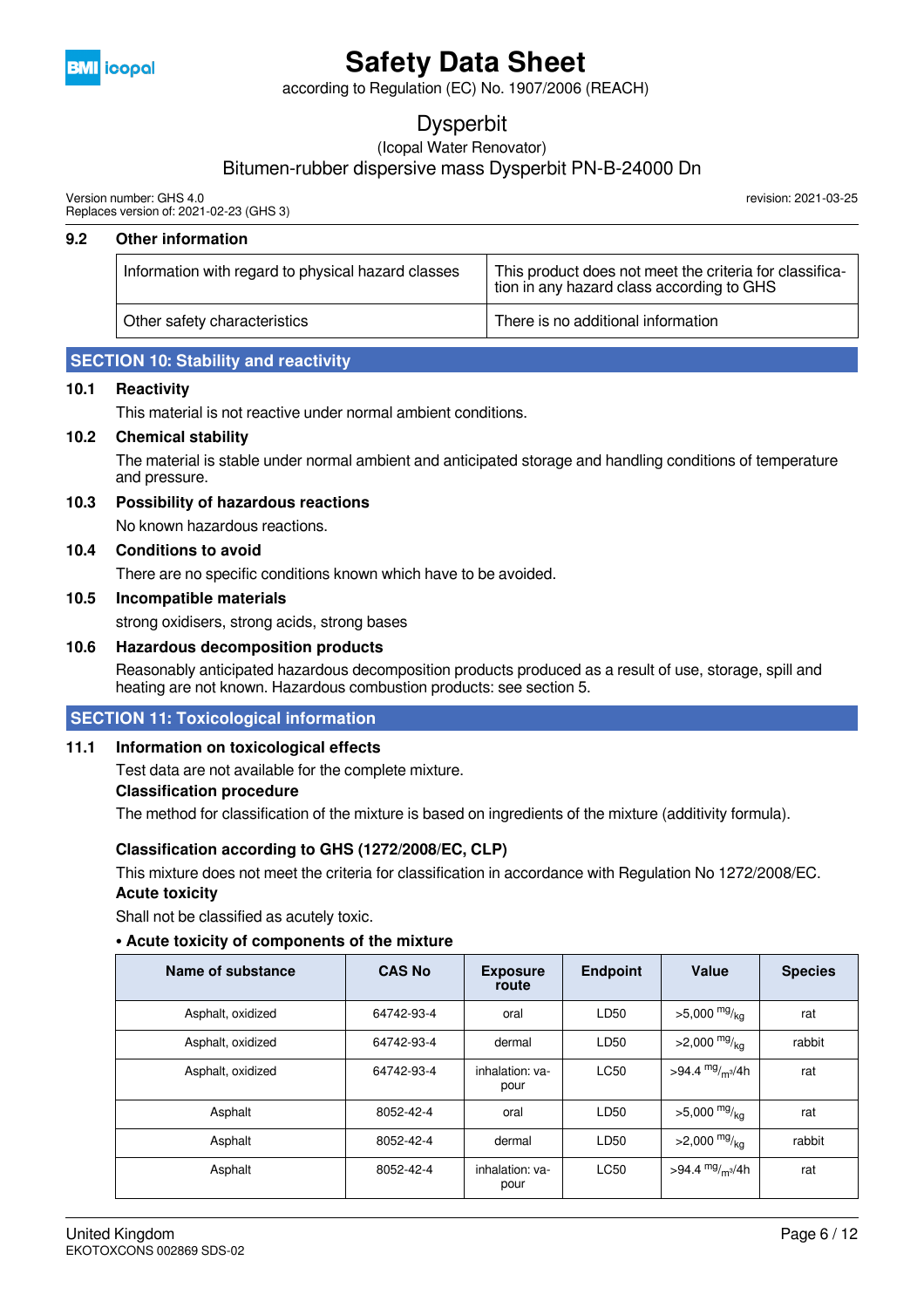### 9.2 Other information

| | |
|---|---|
| Information with regard to physical hazard classes | This product does not meet the criteria for classification in any hazard class according to GHS |
| Other safety characteristics | There is no additional information |

## SECTION 10: Stability and reactivity

### 10.1 Reactivity

This material is not reactive under normal ambient conditions.

### 10.2 Chemical stability

The material is stable under normal ambient and anticipated storage and handling conditions of temperature and pressure.

### 10.3 Possibility of hazardous reactions

No known hazardous reactions.

### 10.4 Conditions to avoid

There are no specific conditions known which have to be avoided.

### 10.5 Incompatible materials

strong oxidisers, strong acids, strong bases

### 10.6 Hazardous decomposition products

Reasonably anticipated hazardous decomposition products produced as a result of use, storage, spill and heating are not known. Hazardous combustion products: see section 5.

## SECTION 11: Toxicological information

### 11.1 Information on toxicological effects

Test data are not available for the complete mixture.

**Classification procedure**

The method for classification of the mixture is based on ingredients of the mixture (additivity formula).

**Classification according to GHS (1272/2008/EC, CLP)**

This mixture does not meet the criteria for classification in accordance with Regulation No 1272/2008/EC.

**Acute toxicity**

Shall not be classified as acutely toxic.

**• Acute toxicity of components of the mixture**

| Name of substance | CAS No | Exposure route | Endpoint | Value | Species |
|---|---|---|---|---|---|
| Asphalt, oxidized | 64742-93-4 | oral | LD50 | >5,000 mg/kg | rat |
| Asphalt, oxidized | 64742-93-4 | dermal | LD50 | >2,000 mg/kg | rabbit |
| Asphalt, oxidized | 64742-93-4 | inhalation: vapour | LC50 | >94.4 mg/m³/4h | rat |
| Asphalt | 8052-42-4 | oral | LD50 | >5,000 mg/kg | rat |
| Asphalt | 8052-42-4 | dermal | LD50 | >2,000 mg/kg | rabbit |
| Asphalt | 8052-42-4 | inhalation: vapour | LC50 | >94.4 mg/m³/4h | rat |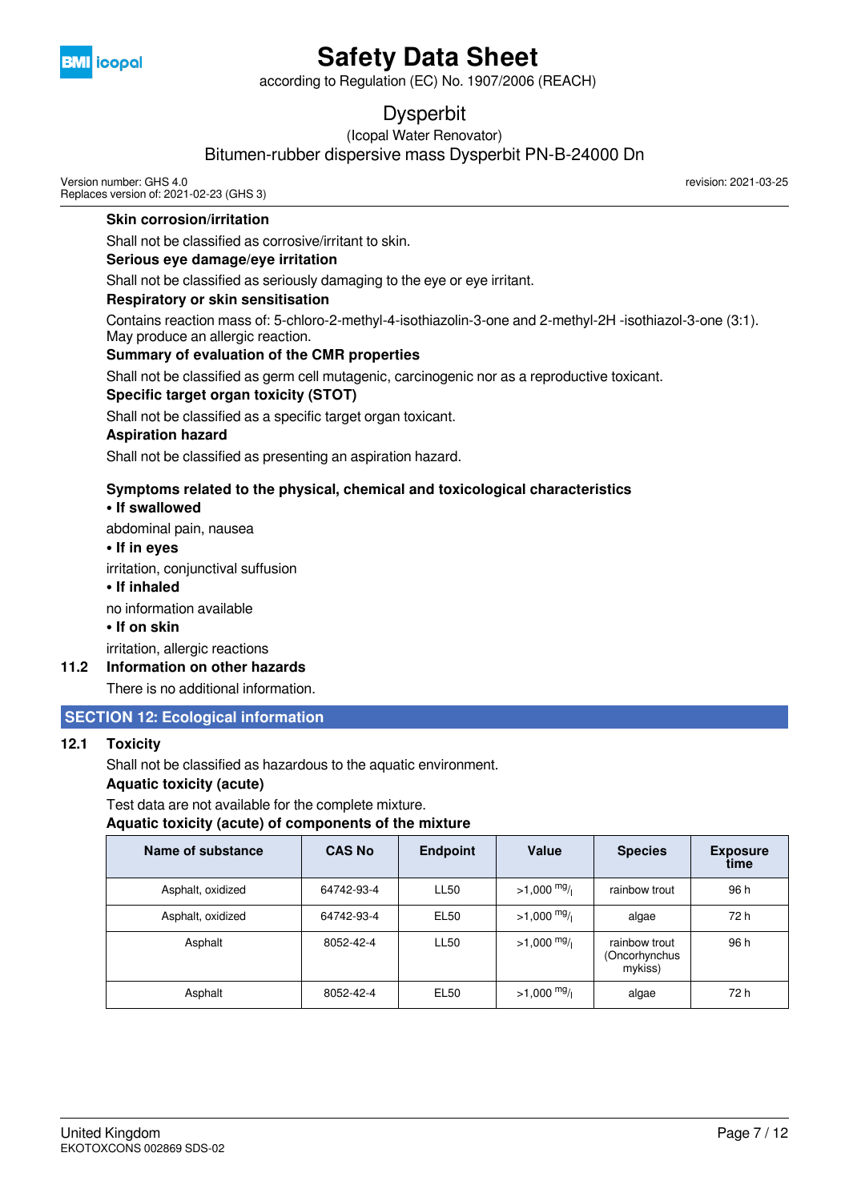**Skin corrosion/irritation**

Shall not be classified as corrosive/irritant to skin.

**Serious eye damage/eye irritation**

Shall not be classified as seriously damaging to the eye or eye irritant.

**Respiratory or skin sensitisation**

Contains reaction mass of: 5-chloro-2-methyl-4-isothiazolin-3-one and 2-methyl-2H -isothiazol-3-one (3:1). May produce an allergic reaction.

**Summary of evaluation of the CMR properties**

Shall not be classified as germ cell mutagenic, carcinogenic nor as a reproductive toxicant.

**Specific target organ toxicity (STOT)**

Shall not be classified as a specific target organ toxicant.

**Aspiration hazard**

Shall not be classified as presenting an aspiration hazard.

**Symptoms related to the physical, chemical and toxicological characteristics**

**• If swallowed**

abdominal pain, nausea

**• If in eyes**

irritation, conjunctival suffusion

**• If inhaled**

no information available

**• If on skin**

irritation, allergic reactions

### 11.2 Information on other hazards

There is no additional information.

## SECTION 12: Ecological information

### 12.1 Toxicity

Shall not be classified as hazardous to the aquatic environment.

**Aquatic toxicity (acute)**

Test data are not available for the complete mixture.

**Aquatic toxicity (acute) of components of the mixture**

| Name of substance | CAS No | Endpoint | Value | Species | Exposure time |
|---|---|---|---|---|---|
| Asphalt, oxidized | 64742-93-4 | LL50 | >1,000 mg/l | rainbow trout | 96 h |
| Asphalt, oxidized | 64742-93-4 | EL50 | >1,000 mg/l | algae | 72 h |
| Asphalt | 8052-42-4 | LL50 | >1,000 mg/l | rainbow trout (Oncorhynchus mykiss) | 96 h |
| Asphalt | 8052-42-4 | EL50 | >1,000 mg/l | algae | 72 h |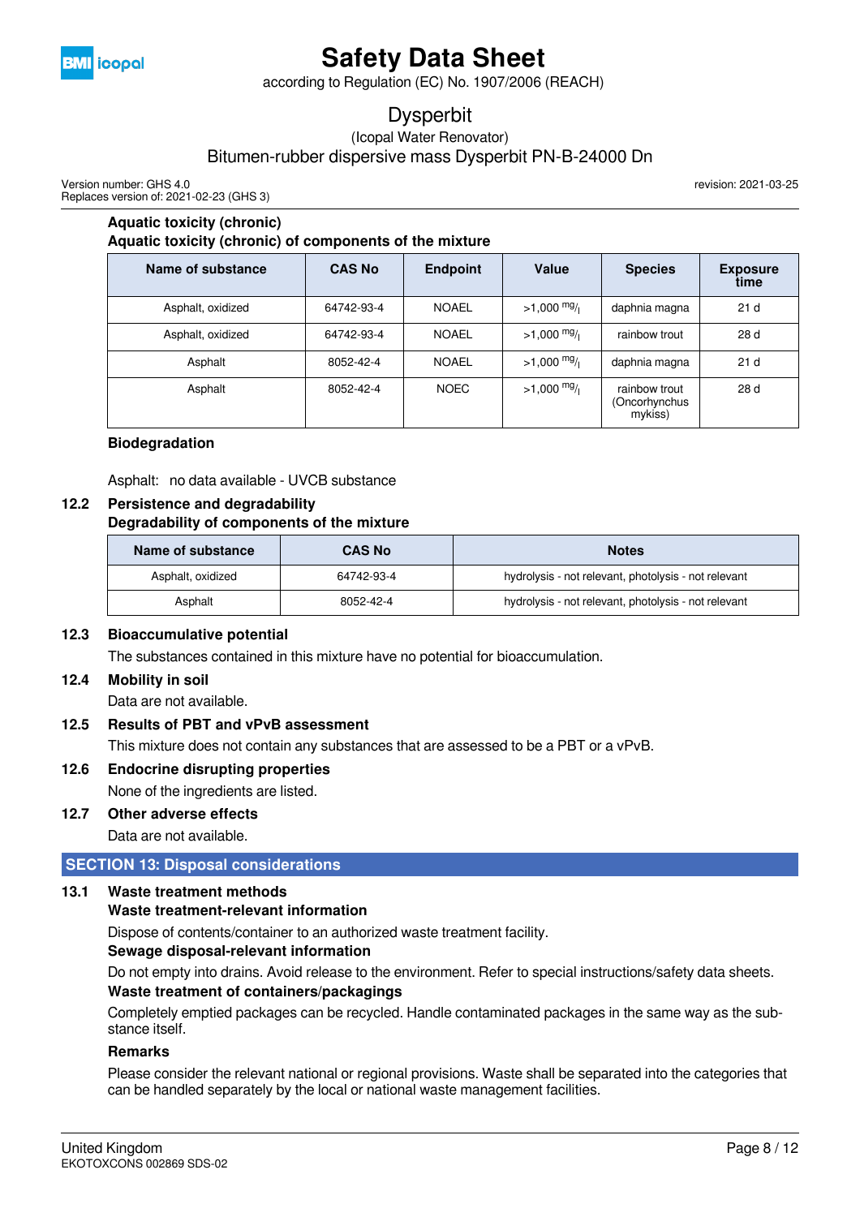**Aquatic toxicity (chronic)**

**Aquatic toxicity (chronic) of components of the mixture**

| Name of substance | CAS No | Endpoint | Value | Species | Exposure time |
|---|---|---|---|---|---|
| Asphalt, oxidized | 64742-93-4 | NOAEL | >1,000 $^{mg}/_{l}$ | daphnia magna | 21 d |
| Asphalt, oxidized | 64742-93-4 | NOAEL | >1,000 $^{mg}/_{l}$ | rainbow trout | 28 d |
| Asphalt | 8052-42-4 | NOAEL | >1,000 $^{mg}/_{l}$ | daphnia magna | 21 d |
| Asphalt | 8052-42-4 | NOEC | >1,000 $^{mg}/_{l}$ | rainbow trout (Oncorhynchus mykiss) | 28 d |

**Biodegradation**

Asphalt: no data available - UVCB substance

## 12.2 Persistence and degradability

**Degradability of components of the mixture**

| Name of substance | CAS No | Notes |
|---|---|---|
| Asphalt, oxidized | 64742-93-4 | hydrolysis - not relevant, photolysis - not relevant |
| Asphalt | 8052-42-4 | hydrolysis - not relevant, photolysis - not relevant |

## 12.3 Bioaccumulative potential

The substances contained in this mixture have no potential for bioaccumulation.

## 12.4 Mobility in soil

Data are not available.

## 12.5 Results of PBT and vPvB assessment

This mixture does not contain any substances that are assessed to be a PBT or a vPvB.

## 12.6 Endocrine disrupting properties

None of the ingredients are listed.

## 12.7 Other adverse effects

Data are not available.

# SECTION 13: Disposal considerations

## 13.1 Waste treatment methods

**Waste treatment-relevant information**

Dispose of contents/container to an authorized waste treatment facility.

**Sewage disposal-relevant information**

Do not empty into drains. Avoid release to the environment. Refer to special instructions/safety data sheets.

**Waste treatment of containers/packagings**

Completely emptied packages can be recycled. Handle contaminated packages in the same way as the substance itself.

**Remarks**

Please consider the relevant national or regional provisions. Waste shall be separated into the categories that can be handled separately by the local or national waste management facilities.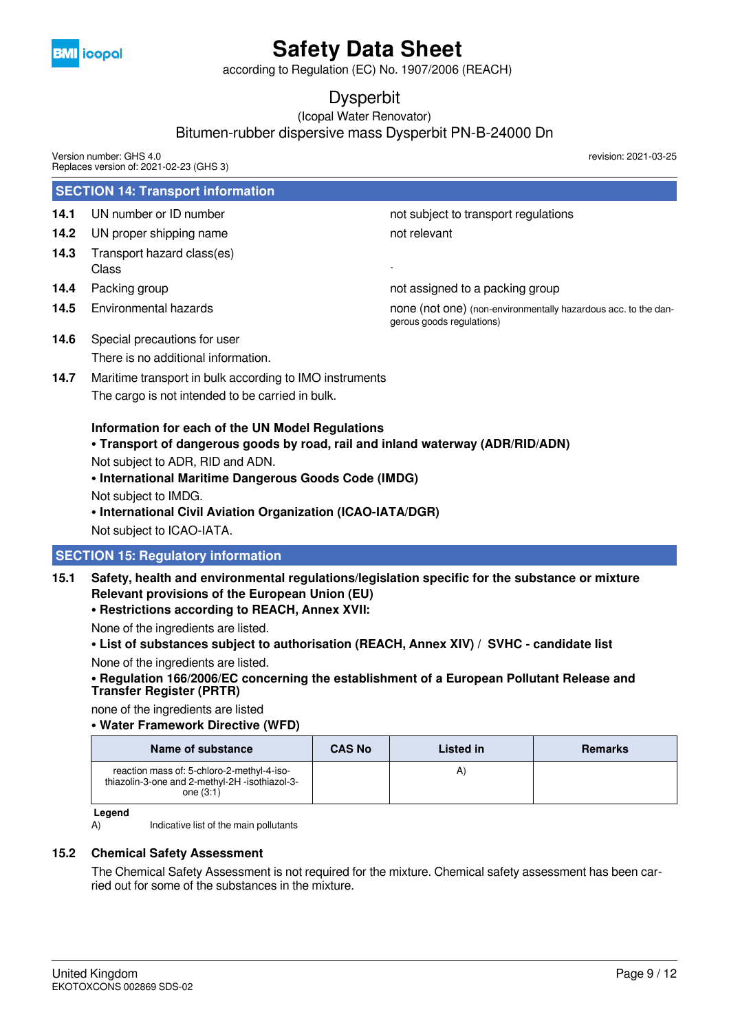# Safety Data Sheet

according to Regulation (EC) No. 1907/2006 (REACH)

## Dysperbit

(Icopal Water Renovator)

Bitumen-rubber dispersive mass Dysperbit PN-B-24000 Dn

Version number: GHS 4.0
Replaces version of: 2021-02-23 (GHS 3)

revision: 2021-03-25

## SECTION 14: Transport information

| | | |
|---|---|---|
| **14.1** | UN number or ID number | not subject to transport regulations |
| **14.2** | UN proper shipping name | not relevant |
| **14.3** | Transport hazard class(es)<br>Class | -<br> |
| **14.4** | Packing group | not assigned to a packing group |
| **14.5** | Environmental hazards | none (not one) (non-environmentally hazardous acc. to the dangerous goods regulations) |

**14.6** Special precautions for user

There is no additional information.

**14.7** Maritime transport in bulk according to IMO instruments

The cargo is not intended to be carried in bulk.

**Information for each of the UN Model Regulations**

**• Transport of dangerous goods by road, rail and inland waterway (ADR/RID/ADN)**

Not subject to ADR, RID and ADN.

**• International Maritime Dangerous Goods Code (IMDG)**

Not subject to IMDG.

**• International Civil Aviation Organization (ICAO-IATA/DGR)**

Not subject to ICAO-IATA.

## SECTION 15: Regulatory information

**15.1 Safety, health and environmental regulations/legislation specific for the substance or mixture**

**Relevant provisions of the European Union (EU)**

**• Restrictions according to REACH, Annex XVII:**

None of the ingredients are listed.

**• List of substances subject to authorisation (REACH, Annex XIV) / SVHC - candidate list**

None of the ingredients are listed.

**• Regulation 166/2006/EC concerning the establishment of a European Pollutant Release and Transfer Register (PRTR)**

none of the ingredients are listed

**• Water Framework Directive (WFD)**

| Name of substance | CAS No | Listed in | Remarks |
|---|---|---|---|
| reaction mass of: 5-chloro-2-methyl-4-iso-thiazolin-3-one and 2-methyl-2H -isothiazol-3-one (3:1) | | A) | |

**Legend**

A) Indicative list of the main pollutants

**15.2 Chemical Safety Assessment**

The Chemical Safety Assessment is not required for the mixture. Chemical safety assessment has been carried out for some of the substances in the mixture.

United Kingdom
EKOTOXCONS 002869 SDS-02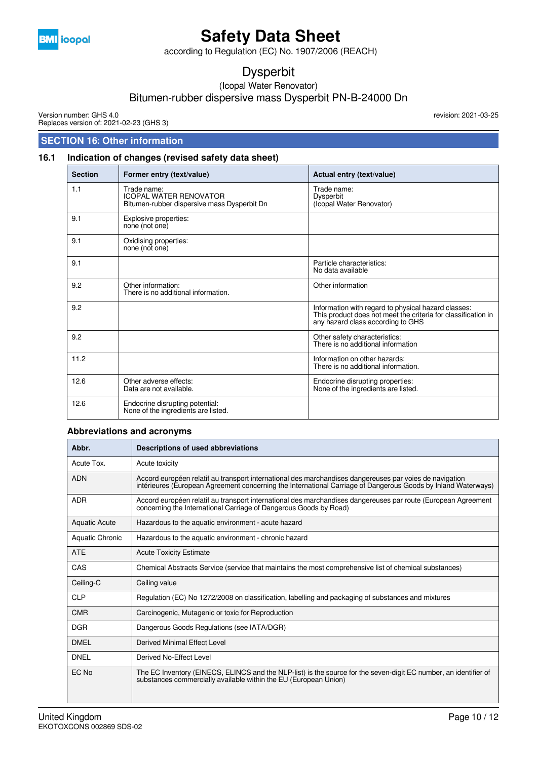## SECTION 16: Other information

### 16.1 Indication of changes (revised safety data sheet)

| Section | Former entry (text/value) | Actual entry (text/value) |
|---|---|---|
| 1.1 | Trade name:<br>ICOPAL WATER RENOVATOR<br>Bitumen-rubber dispersive mass Dysperbit Dn | Trade name:<br>Dysperbit<br>(Icopal Water Renovator) |
| 9.1 | Explosive properties:<br>none (not one) | |
| 9.1 | Oxidising properties:<br>none (not one) | |
| 9.1 | | Particle characteristics:<br>No data available |
| 9.2 | Other information:<br>There is no additional information. | Other information |
| 9.2 | | Information with regard to physical hazard classes:<br>This product does not meet the criteria for classification in any hazard class according to GHS |
| 9.2 | | Other safety characteristics:<br>There is no additional information |
| 11.2 | | Information on other hazards:<br>There is no additional information. |
| 12.6 | Other adverse effects:<br>Data are not available. | Endocrine disrupting properties:<br>None of the ingredients are listed. |
| 12.6 | Endocrine disrupting potential:<br>None of the ingredients are listed. | |

### Abbreviations and acronyms

| Abbr. | Descriptions of used abbreviations |
|---|---|
| Acute Tox. | Acute toxicity |
| ADN | Accord européen relatif au transport international des marchandises dangereuses par voies de navigation intérieures (European Agreement concerning the International Carriage of Dangerous Goods by Inland Waterways) |
| ADR | Accord européen relatif au transport international des marchandises dangereuses par route (European Agreement concerning the International Carriage of Dangerous Goods by Road) |
| Aquatic Acute | Hazardous to the aquatic environment - acute hazard |
| Aquatic Chronic | Hazardous to the aquatic environment - chronic hazard |
| ATE | Acute Toxicity Estimate |
| CAS | Chemical Abstracts Service (service that maintains the most comprehensive list of chemical substances) |
| Ceiling-C | Ceiling value |
| CLP | Regulation (EC) No 1272/2008 on classification, labelling and packaging of substances and mixtures |
| CMR | Carcinogenic, Mutagenic or toxic for Reproduction |
| DGR | Dangerous Goods Regulations (see IATA/DGR) |
| DMEL | Derived Minimal Effect Level |
| DNEL | Derived No-Effect Level |
| EC No | The EC Inventory (EINECS, ELINCS and the NLP-list) is the source for the seven-digit EC number, an identifier of substances commercially available within the EU (European Union) |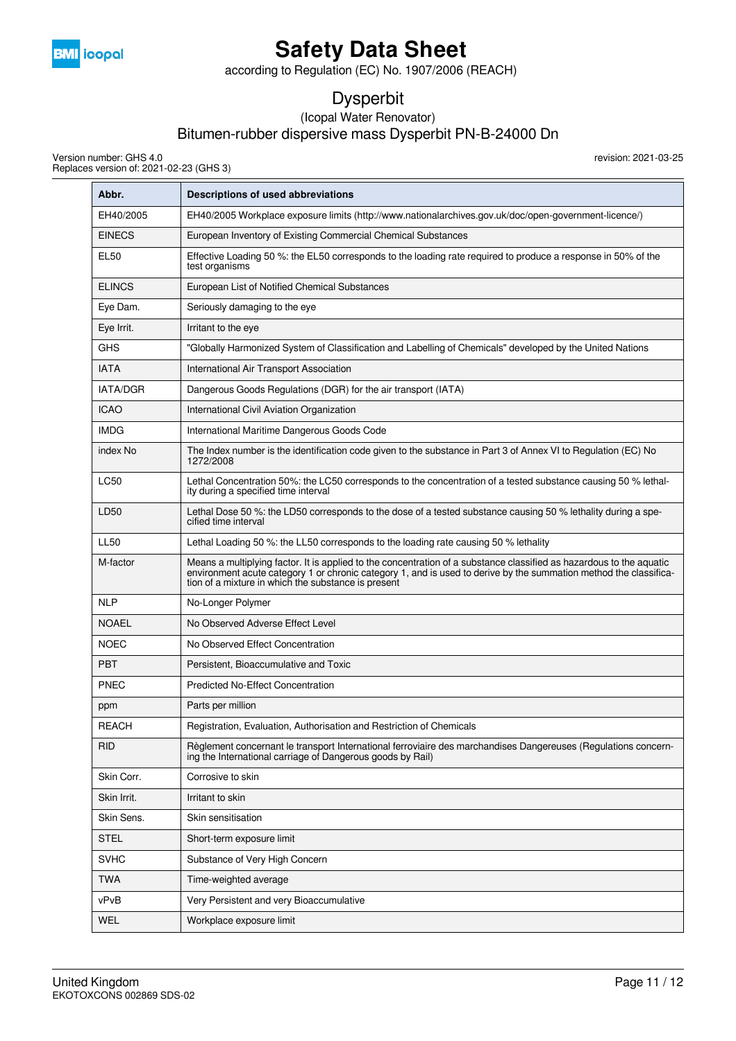| Abbr. | Descriptions of used abbreviations |
|---|---|
| EH40/2005 | EH40/2005 Workplace exposure limits (http://www.nationalarchives.gov.uk/doc/open-government-licence/) |
| EINECS | European Inventory of Existing Commercial Chemical Substances |
| EL50 | Effective Loading 50 %: the EL50 corresponds to the loading rate required to produce a response in 50% of the test organisms |
| ELINCS | European List of Notified Chemical Substances |
| Eye Dam. | Seriously damaging to the eye |
| Eye Irrit. | Irritant to the eye |
| GHS | "Globally Harmonized System of Classification and Labelling of Chemicals" developed by the United Nations |
| IATA | International Air Transport Association |
| IATA/DGR | Dangerous Goods Regulations (DGR) for the air transport (IATA) |
| ICAO | International Civil Aviation Organization |
| IMDG | International Maritime Dangerous Goods Code |
| index No | The Index number is the identification code given to the substance in Part 3 of Annex VI to Regulation (EC) No 1272/2008 |
| LC50 | Lethal Concentration 50%: the LC50 corresponds to the concentration of a tested substance causing 50 % lethality during a specified time interval |
| LD50 | Lethal Dose 50 %: the LD50 corresponds to the dose of a tested substance causing 50 % lethality during a specified time interval |
| LL50 | Lethal Loading 50 %: the LL50 corresponds to the loading rate causing 50 % lethality |
| M-factor | Means a multiplying factor. It is applied to the concentration of a substance classified as hazardous to the aquatic environment acute category 1 or chronic category 1, and is used to derive by the summation method the classification of a mixture in which the substance is present |
| NLP | No-Longer Polymer |
| NOAEL | No Observed Adverse Effect Level |
| NOEC | No Observed Effect Concentration |
| PBT | Persistent, Bioaccumulative and Toxic |
| PNEC | Predicted No-Effect Concentration |
| ppm | Parts per million |
| REACH | Registration, Evaluation, Authorisation and Restriction of Chemicals |
| RID | Règlement concernant le transport International ferroviaire des marchandises Dangereuses (Regulations concerning the International carriage of Dangerous goods by Rail) |
| Skin Corr. | Corrosive to skin |
| Skin Irrit. | Irritant to skin |
| Skin Sens. | Skin sensitisation |
| STEL | Short-term exposure limit |
| SVHC | Substance of Very High Concern |
| TWA | Time-weighted average |
| vPvB | Very Persistent and very Bioaccumulative |
| WEL | Workplace exposure limit |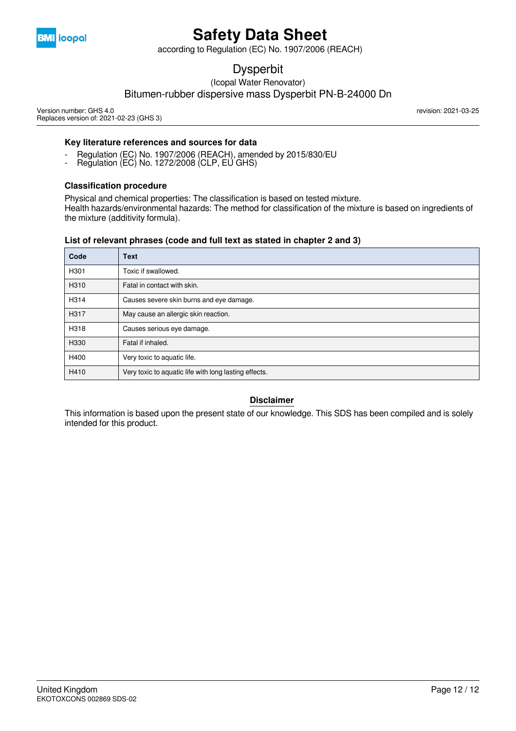### Key literature references and sources for data

- Regulation (EC) No. 1907/2006 (REACH), amended by 2015/830/EU
- Regulation (EC) No. 1272/2008 (CLP, EU GHS)

### Classification procedure

Physical and chemical properties: The classification is based on tested mixture.
Health hazards/environmental hazards: The method for classification of the mixture is based on ingredients of the mixture (additivity formula).

### List of relevant phrases (code and full text as stated in chapter 2 and 3)

| Code | Text |
|---|---|
| H301 | Toxic if swallowed. |
| H310 | Fatal in contact with skin. |
| H314 | Causes severe skin burns and eye damage. |
| H317 | May cause an allergic skin reaction. |
| H318 | Causes serious eye damage. |
| H330 | Fatal if inhaled. |
| H400 | Very toxic to aquatic life. |
| H410 | Very toxic to aquatic life with long lasting effects. |

## Disclaimer

This information is based upon the present state of our knowledge. This SDS has been compiled and is solely intended for this product.